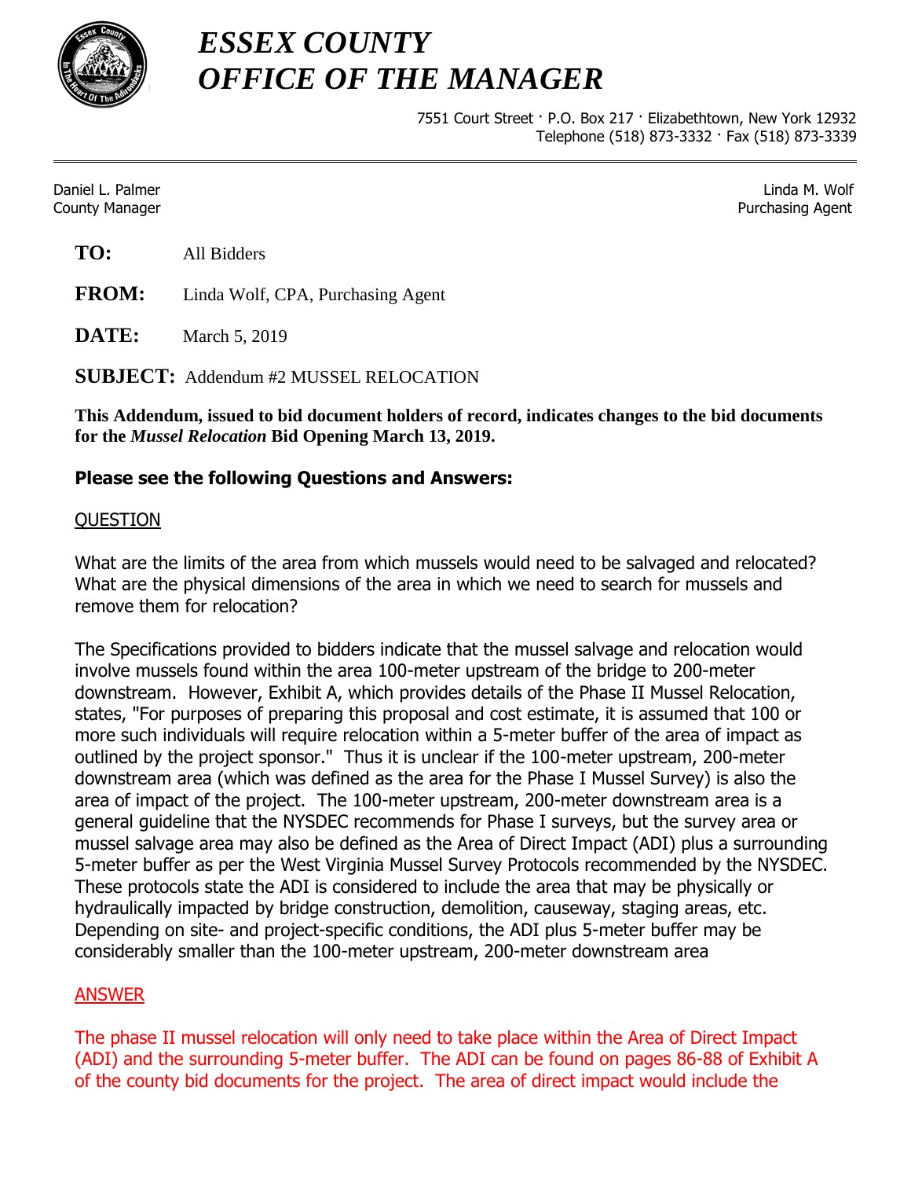# ESSEX COUNTY
# OFFICE OF THE MANAGER

7551 Court Street · P.O. Box 217 · Elizabethtown, New York 12932
Telephone (518) 873-3332 · Fax (518) 873-3339

Daniel L. Palmer
County Manager

Linda M. Wolf
Purchasing Agent

**TO:** All Bidders

**FROM:** Linda Wolf, CPA, Purchasing Agent

**DATE:** March 5, 2019

**SUBJECT:** Addendum #2 MUSSEL RELOCATION

**This Addendum, issued to bid document holders of record, indicates changes to the bid documents for the *Mussel Relocation* Bid Opening March 13, 2019.**

**Please see the following Questions and Answers:**

QUESTION

What are the limits of the area from which mussels would need to be salvaged and relocated? What are the physical dimensions of the area in which we need to search for mussels and remove them for relocation?

The Specifications provided to bidders indicate that the mussel salvage and relocation would involve mussels found within the area 100-meter upstream of the bridge to 200-meter downstream. However, Exhibit A, which provides details of the Phase II Mussel Relocation, states, "For purposes of preparing this proposal and cost estimate, it is assumed that 100 or more such individuals will require relocation within a 5-meter buffer of the area of impact as outlined by the project sponsor." Thus it is unclear if the 100-meter upstream, 200-meter downstream area (which was defined as the area for the Phase I Mussel Survey) is also the area of impact of the project. The 100-meter upstream, 200-meter downstream area is a general guideline that the NYSDEC recommends for Phase I surveys, but the survey area or mussel salvage area may also be defined as the Area of Direct Impact (ADI) plus a surrounding 5-meter buffer as per the West Virginia Mussel Survey Protocols recommended by the NYSDEC. These protocols state the ADI is considered to include the area that may be physically or hydraulically impacted by bridge construction, demolition, causeway, staging areas, etc. Depending on site- and project-specific conditions, the ADI plus 5-meter buffer may be considerably smaller than the 100-meter upstream, 200-meter downstream area

ANSWER

The phase II mussel relocation will only need to take place within the Area of Direct Impact (ADI) and the surrounding 5-meter buffer. The ADI can be found on pages 86-88 of Exhibit A of the county bid documents for the project. The area of direct impact would include the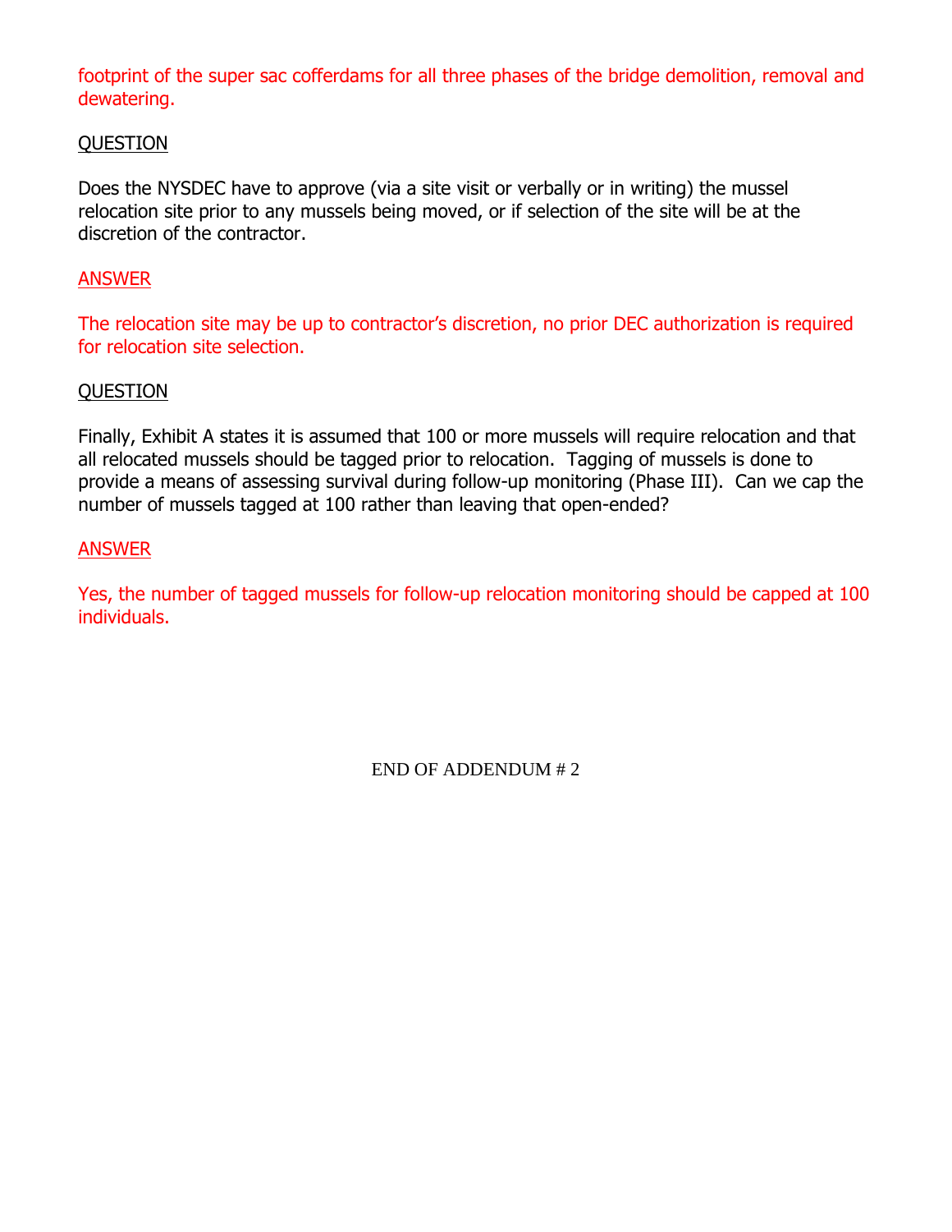footprint of the super sac cofferdams for all three phases of the bridge demolition, removal and dewatering.

QUESTION

Does the NYSDEC have to approve (via a site visit or verbally or in writing) the mussel relocation site prior to any mussels being moved, or if selection of the site will be at the discretion of the contractor.

ANSWER

The relocation site may be up to contractor's discretion, no prior DEC authorization is required for relocation site selection.

QUESTION

Finally, Exhibit A states it is assumed that 100 or more mussels will require relocation and that all relocated mussels should be tagged prior to relocation. Tagging of mussels is done to provide a means of assessing survival during follow-up monitoring (Phase III). Can we cap the number of mussels tagged at 100 rather than leaving that open-ended?

ANSWER

Yes, the number of tagged mussels for follow-up relocation monitoring should be capped at 100 individuals.

END OF ADDENDUM # 2